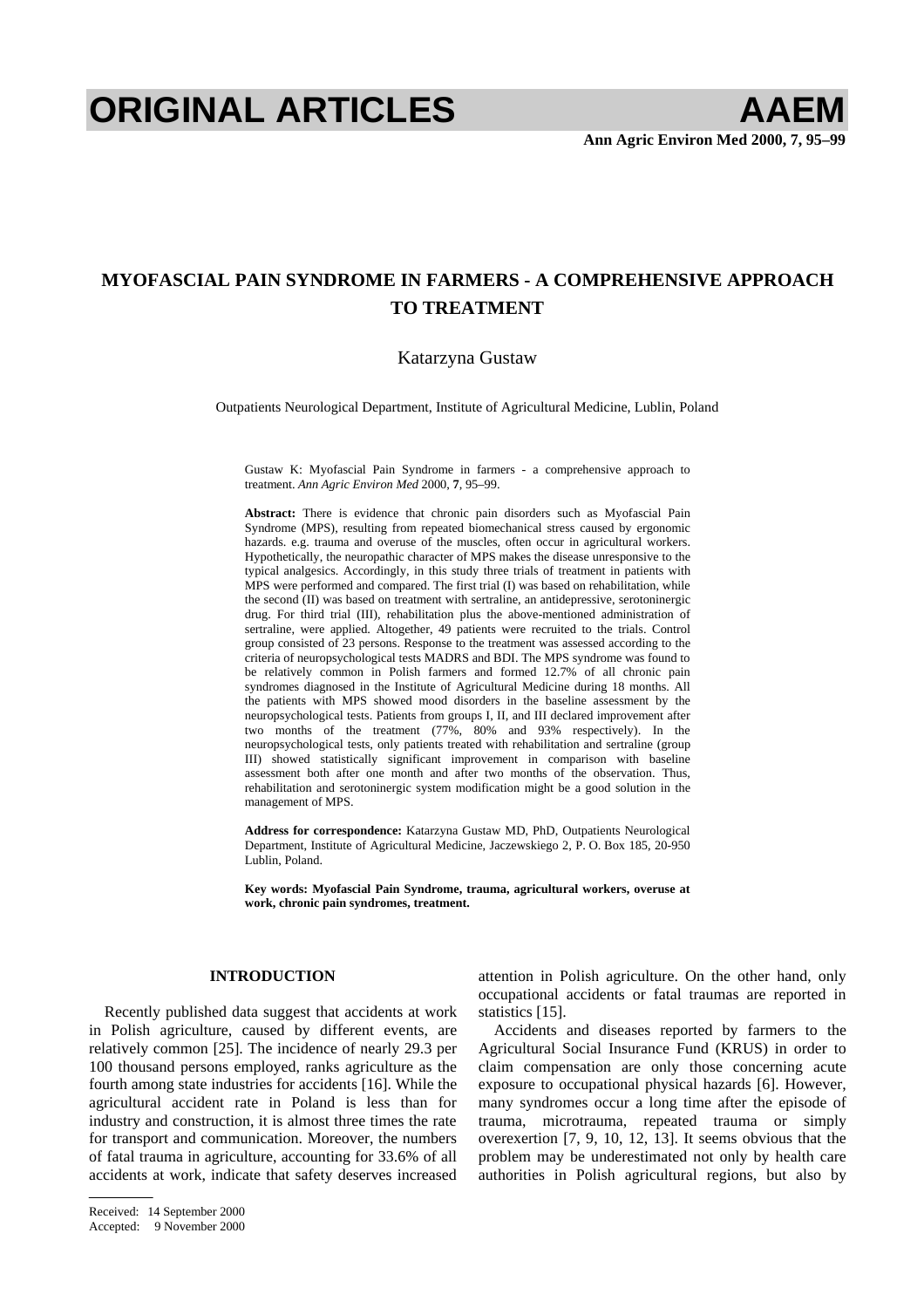# MYOFASCIAL PAIN SYNDROME IN FARMERS - A COMPREHENSIVE APPROACH TO TREATMENT

Katarzyna Gustaw

Outpatients Neurological Department, Institute of Agricultural Medicine, Lublin, Poland

Gustaw K: Myofascial Pain Syndrome in farmers - a comprehensive approach to treatment. *Ann Agric Environ Med* 2000, **7**, 95–99.

**Abstract:** There is evidence that chronic pain disorders such as Myofascial Pain Syndrome (MPS), resulting from repeated biomechanical stress caused by ergonomic hazards. e.g. trauma and overuse of the muscles, often occur in agricultural workers. Hypothetically, the neuropathic character of MPS makes the disease unresponsive to the typical analgesics. Accordingly, in this study three trials of treatment in patients with MPS were performed and compared. The first trial (I) was based on rehabilitation, while the second (II) was based on treatment with sertraline, an antidepressive, serotoninergic drug. For third trial (III), rehabilitation plus the above-mentioned administration of sertraline, were applied. Altogether, 49 patients were recruited to the trials. Control group consisted of 23 persons. Response to the treatment was assessed according to the criteria of neuropsychological tests MADRS and BDI. The MPS syndrome was found to be relatively common in Polish farmers and formed 12.7% of all chronic pain syndromes diagnosed in the Institute of Agricultural Medicine during 18 months. All the patients with MPS showed mood disorders in the baseline assessment by the neuropsychological tests. Patients from groups I, II, and III declared improvement after two months of the treatment (77%, 80% and 93% respectively). In the neuropsychological tests, only patients treated with rehabilitation and sertraline (group III) showed statistically significant improvement in comparison with baseline assessment both after one month and after two months of the observation. Thus, rehabilitation and serotoninergic system modification might be a good solution in the management of MPS.

**Address for correspondence:** Katarzyna Gustaw MD, PhD, Outpatients Neurological Department, Institute of Agricultural Medicine, Jaczewskiego 2, P. O. Box 185, 20-950 Lublin, Poland.

**Key words: Myofascial Pain Syndrome, trauma, agricultural workers, overuse at work, chronic pain syndromes, treatment.**

## INTRODUCTION

Recently published data suggest that accidents at work in Polish agriculture, caused by different events, are relatively common [25]. The incidence of nearly 29.3 per 100 thousand persons employed, ranks agriculture as the fourth among state industries for accidents [16]. While the agricultural accident rate in Poland is less than for industry and construction, it is almost three times the rate for transport and communication. Moreover, the numbers of fatal trauma in agriculture, accounting for 33.6% of all accidents at work, indicate that safety deserves increased attention in Polish agriculture. On the other hand, only occupational accidents or fatal traumas are reported in statistics [15].

Accidents and diseases reported by farmers to the Agricultural Social Insurance Fund (KRUS) in order to claim compensation are only those concerning acute exposure to occupational physical hazards [6]. However, many syndromes occur a long time after the episode of trauma, microtrauma, repeated trauma or simply overexertion [7, 9, 10, 12, 13]. It seems obvious that the problem may be underestimated not only by health care authorities in Polish agricultural regions, but also by

Received: 14 September 2000
Accepted: 9 November 2000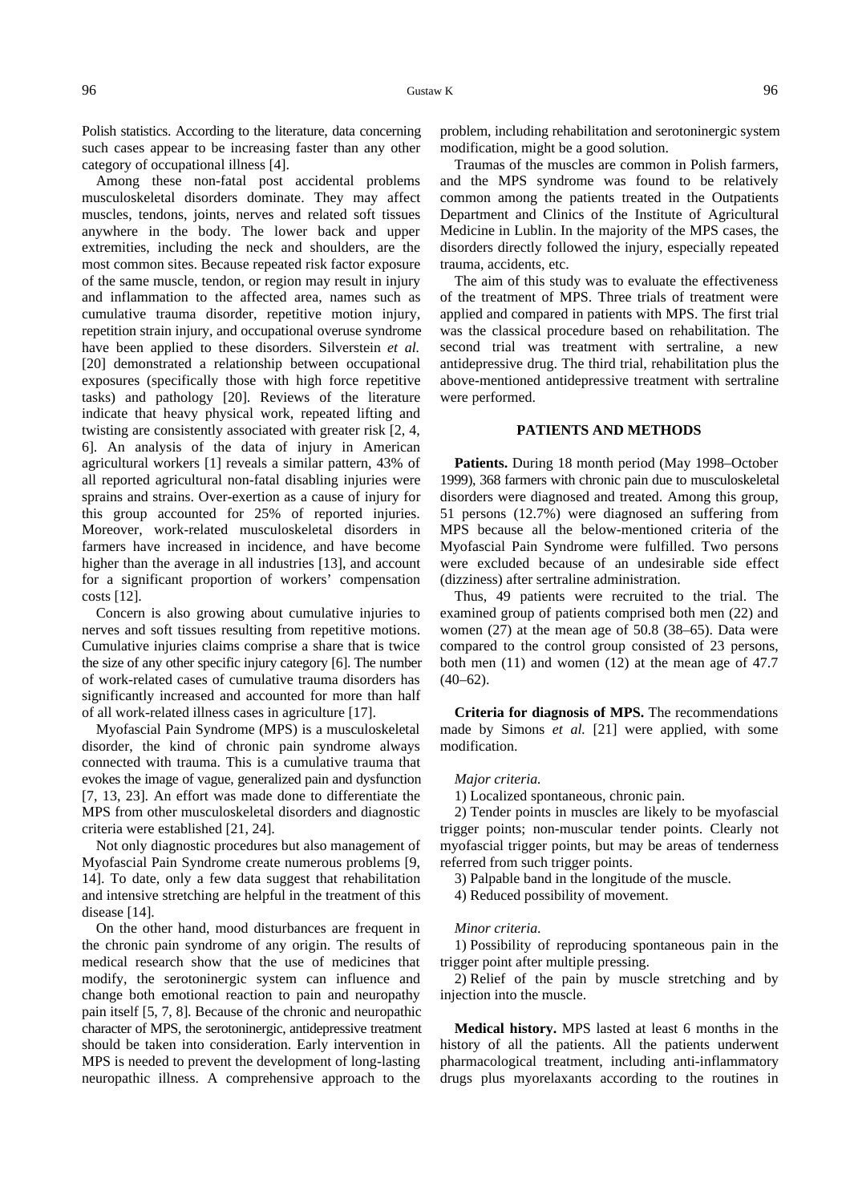Polish statistics. According to the literature, data concerning such cases appear to be increasing faster than any other category of occupational illness [4].

Among these non-fatal post accidental problems musculoskeletal disorders dominate. They may affect muscles, tendons, joints, nerves and related soft tissues anywhere in the body. The lower back and upper extremities, including the neck and shoulders, are the most common sites. Because repeated risk factor exposure of the same muscle, tendon, or region may result in injury and inflammation to the affected area, names such as cumulative trauma disorder, repetitive motion injury, repetition strain injury, and occupational overuse syndrome have been applied to these disorders. Silverstein *et al.* [20] demonstrated a relationship between occupational exposures (specifically those with high force repetitive tasks) and pathology [20]. Reviews of the literature indicate that heavy physical work, repeated lifting and twisting are consistently associated with greater risk [2, 4, 6]. An analysis of the data of injury in American agricultural workers [1] reveals a similar pattern, 43% of all reported agricultural non-fatal disabling injuries were sprains and strains. Over-exertion as a cause of injury for this group accounted for 25% of reported injuries. Moreover, work-related musculoskeletal disorders in farmers have increased in incidence, and have become higher than the average in all industries [13], and account for a significant proportion of workers' compensation costs [12].

Concern is also growing about cumulative injuries to nerves and soft tissues resulting from repetitive motions. Cumulative injuries claims comprise a share that is twice the size of any other specific injury category [6]. The number of work-related cases of cumulative trauma disorders has significantly increased and accounted for more than half of all work-related illness cases in agriculture [17].

Myofascial Pain Syndrome (MPS) is a musculoskeletal disorder, the kind of chronic pain syndrome always connected with trauma. This is a cumulative trauma that evokes the image of vague, generalized pain and dysfunction [7, 13, 23]. An effort was made done to differentiate the MPS from other musculoskeletal disorders and diagnostic criteria were established [21, 24].

Not only diagnostic procedures but also management of Myofascial Pain Syndrome create numerous problems [9, 14]. To date, only a few data suggest that rehabilitation and intensive stretching are helpful in the treatment of this disease [14].

On the other hand, mood disturbances are frequent in the chronic pain syndrome of any origin. The results of medical research show that the use of medicines that modify, the serotoninergic system can influence and change both emotional reaction to pain and neuropathy pain itself [5, 7, 8]. Because of the chronic and neuropathic character of MPS, the serotoninergic, antidepressive treatment should be taken into consideration. Early intervention in MPS is needed to prevent the development of long-lasting neuropathic illness. A comprehensive approach to the problem, including rehabilitation and serotoninergic system modification, might be a good solution.

Traumas of the muscles are common in Polish farmers, and the MPS syndrome was found to be relatively common among the patients treated in the Outpatients Department and Clinics of the Institute of Agricultural Medicine in Lublin. In the majority of the MPS cases, the disorders directly followed the injury, especially repeated trauma, accidents, etc.

The aim of this study was to evaluate the effectiveness of the treatment of MPS. Three trials of treatment were applied and compared in patients with MPS. The first trial was the classical procedure based on rehabilitation. The second trial was treatment with sertraline, a new antidepressive drug. The third trial, rehabilitation plus the above-mentioned antidepressive treatment with sertraline were performed.

## PATIENTS AND METHODS

**Patients.** During 18 month period (May 1998–October 1999), 368 farmers with chronic pain due to musculoskeletal disorders were diagnosed and treated. Among this group, 51 persons (12.7%) were diagnosed an suffering from MPS because all the below-mentioned criteria of the Myofascial Pain Syndrome were fulfilled. Two persons were excluded because of an undesirable side effect (dizziness) after sertraline administration.

Thus, 49 patients were recruited to the trial. The examined group of patients comprised both men (22) and women (27) at the mean age of 50.8 (38–65). Data were compared to the control group consisted of 23 persons, both men (11) and women (12) at the mean age of 47.7 (40–62).

**Criteria for diagnosis of MPS.** The recommendations made by Simons *et al.* [21] were applied, with some modification.

*Major criteria.*

1) Localized spontaneous, chronic pain.

2) Tender points in muscles are likely to be myofascial trigger points; non-muscular tender points. Clearly not myofascial trigger points, but may be areas of tenderness referred from such trigger points.

3) Palpable band in the longitude of the muscle.

4) Reduced possibility of movement.

*Minor criteria.*

1) Possibility of reproducing spontaneous pain in the trigger point after multiple pressing.

2) Relief of the pain by muscle stretching and by injection into the muscle.

**Medical history.** MPS lasted at least 6 months in the history of all the patients. All the patients underwent pharmacological treatment, including anti-inflammatory drugs plus myorelaxants according to the routines in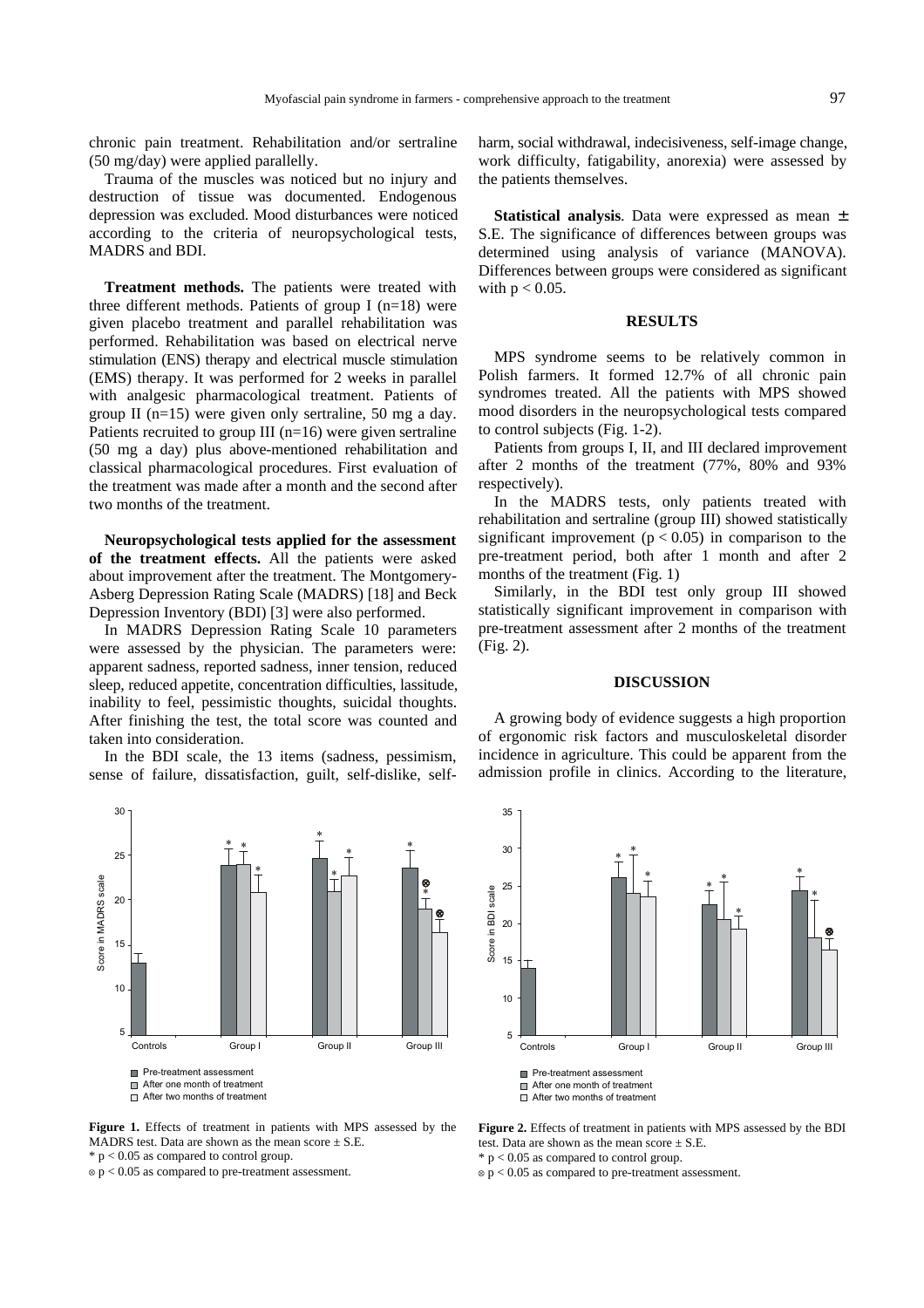chronic pain treatment. Rehabilitation and/or sertraline (50 mg/day) were applied parallelly.

Trauma of the muscles was noticed but no injury and destruction of tissue was documented. Endogenous depression was excluded. Mood disturbances were noticed according to the criteria of neuropsychological tests, MADRS and BDI.

**Treatment methods.** The patients were treated with three different methods. Patients of group I (n=18) were given placebo treatment and parallel rehabilitation was performed. Rehabilitation was based on electrical nerve stimulation (ENS) therapy and electrical muscle stimulation (EMS) therapy. It was performed for 2 weeks in parallel with analgesic pharmacological treatment. Patients of group II (n=15) were given only sertraline, 50 mg a day. Patients recruited to group III (n=16) were given sertraline (50 mg a day) plus above-mentioned rehabilitation and classical pharmacological procedures. First evaluation of the treatment was made after a month and the second after two months of the treatment.

**Neuropsychological tests applied for the assessment of the treatment effects.** All the patients were asked about improvement after the treatment. The Montgomery-Asberg Depression Rating Scale (MADRS) [18] and Beck Depression Inventory (BDI) [3] were also performed.

In MADRS Depression Rating Scale 10 parameters were assessed by the physician. The parameters were: apparent sadness, reported sadness, inner tension, reduced sleep, reduced appetite, concentration difficulties, lassitude, inability to feel, pessimistic thoughts, suicidal thoughts. After finishing the test, the total score was counted and taken into consideration.

In the BDI scale, the 13 items (sadness, pessimism, sense of failure, dissatisfaction, guilt, self-dislike, self-harm, social withdrawal, indecisiveness, self-image change, work difficulty, fatigability, anorexia) were assessed by the patients themselves.

**Statistical analysis**. Data were expressed as mean ± S.E. The significance of differences between groups was determined using analysis of variance (MANOVA). Differences between groups were considered as significant with $p < 0.05$.

## RESULTS

MPS syndrome seems to be relatively common in Polish farmers. It formed 12.7% of all chronic pain syndromes treated. All the patients with MPS showed mood disorders in the neuropsychological tests compared to control subjects (Fig. 1-2).

Patients from groups I, II, and III declared improvement after 2 months of the treatment (77%, 80% and 93% respectively).

In the MADRS tests, only patients treated with rehabilitation and sertraline (group III) showed statistically significant improvement ($p < 0.05$) in comparison to the pre-treatment period, both after 1 month and after 2 months of the treatment (Fig. 1)

Similarly, in the BDI test only group III showed statistically significant improvement in comparison with pre-treatment assessment after 2 months of the treatment (Fig. 2).

## DISCUSSION

A growing body of evidence suggests a high proportion of ergonomic risk factors and musculoskeletal disorder incidence in agriculture. This could be apparent from the admission profile in clinics. According to the literature,

**Figure 1.** Effects of treatment in patients with MPS assessed by the MADRS test. Data are shown as the mean score ± S.E.
* $p < 0.05$ as compared to control group.
⊗ $p < 0.05$ as compared to pre-treatment assessment.

**Figure 2.** Effects of treatment in patients with MPS assessed by the BDI test. Data are shown as the mean score ± S.E.
* $p < 0.05$ as compared to control group.
⊗ $p < 0.05$ as compared to pre-treatment assessment.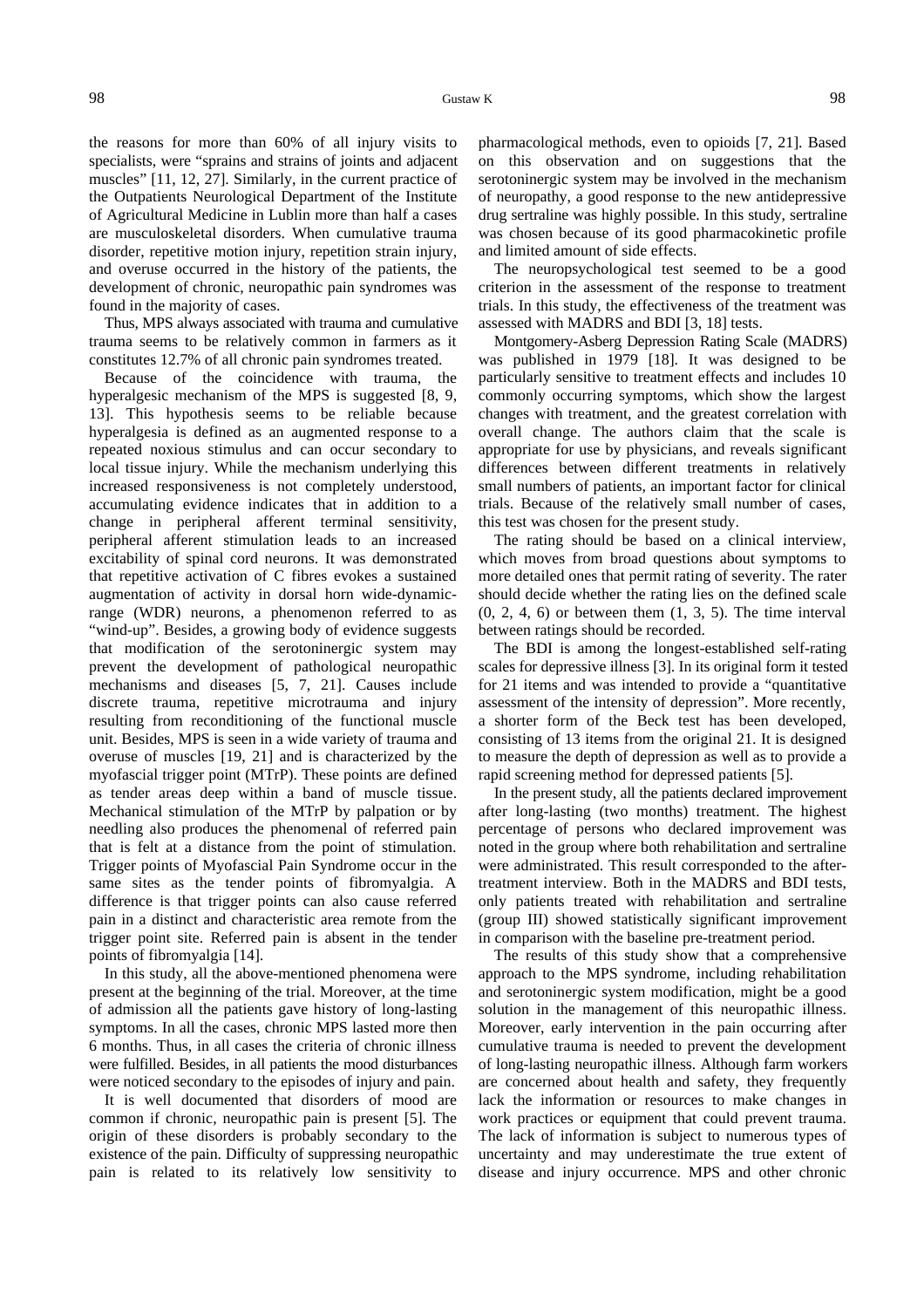the reasons for more than 60% of all injury visits to specialists, were "sprains and strains of joints and adjacent muscles" [11, 12, 27]. Similarly, in the current practice of the Outpatients Neurological Department of the Institute of Agricultural Medicine in Lublin more than half a cases are musculoskeletal disorders. When cumulative trauma disorder, repetitive motion injury, repetition strain injury, and overuse occurred in the history of the patients, the development of chronic, neuropathic pain syndromes was found in the majority of cases.

Thus, MPS always associated with trauma and cumulative trauma seems to be relatively common in farmers as it constitutes 12.7% of all chronic pain syndromes treated.

Because of the coincidence with trauma, the hyperalgesic mechanism of the MPS is suggested [8, 9, 13]. This hypothesis seems to be reliable because hyperalgesia is defined as an augmented response to a repeated noxious stimulus and can occur secondary to local tissue injury. While the mechanism underlying this increased responsiveness is not completely understood, accumulating evidence indicates that in addition to a change in peripheral afferent terminal sensitivity, peripheral afferent stimulation leads to an increased excitability of spinal cord neurons. It was demonstrated that repetitive activation of C fibres evokes a sustained augmentation of activity in dorsal horn wide-dynamic-range (WDR) neurons, a phenomenon referred to as "wind-up". Besides, a growing body of evidence suggests that modification of the serotoninergic system may prevent the development of pathological neuropathic mechanisms and diseases [5, 7, 21]. Causes include discrete trauma, repetitive microtrauma and injury resulting from reconditioning of the functional muscle unit. Besides, MPS is seen in a wide variety of trauma and overuse of muscles [19, 21] and is characterized by the myofascial trigger point (MTrP). These points are defined as tender areas deep within a band of muscle tissue. Mechanical stimulation of the MTrP by palpation or by needling also produces the phenomenal of referred pain that is felt at a distance from the point of stimulation. Trigger points of Myofascial Pain Syndrome occur in the same sites as the tender points of fibromyalgia. A difference is that trigger points can also cause referred pain in a distinct and characteristic area remote from the trigger point site. Referred pain is absent in the tender points of fibromyalgia [14].

In this study, all the above-mentioned phenomena were present at the beginning of the trial. Moreover, at the time of admission all the patients gave history of long-lasting symptoms. In all the cases, chronic MPS lasted more then 6 months. Thus, in all cases the criteria of chronic illness were fulfilled. Besides, in all patients the mood disturbances were noticed secondary to the episodes of injury and pain.

It is well documented that disorders of mood are common if chronic, neuropathic pain is present [5]. The origin of these disorders is probably secondary to the existence of the pain. Difficulty of suppressing neuropathic pain is related to its relatively low sensitivity to pharmacological methods, even to opioids [7, 21]. Based on this observation and on suggestions that the serotoninergic system may be involved in the mechanism of neuropathy, a good response to the new antidepressive drug sertraline was highly possible. In this study, sertraline was chosen because of its good pharmacokinetic profile and limited amount of side effects.

The neuropsychological test seemed to be a good criterion in the assessment of the response to treatment trials. In this study, the effectiveness of the treatment was assessed with MADRS and BDI [3, 18] tests.

Montgomery-Asberg Depression Rating Scale (MADRS) was published in 1979 [18]. It was designed to be particularly sensitive to treatment effects and includes 10 commonly occurring symptoms, which show the largest changes with treatment, and the greatest correlation with overall change. The authors claim that the scale is appropriate for use by physicians, and reveals significant differences between different treatments in relatively small numbers of patients, an important factor for clinical trials. Because of the relatively small number of cases, this test was chosen for the present study.

The rating should be based on a clinical interview, which moves from broad questions about symptoms to more detailed ones that permit rating of severity. The rater should decide whether the rating lies on the defined scale (0, 2, 4, 6) or between them (1, 3, 5). The time interval between ratings should be recorded.

The BDI is among the longest-established self-rating scales for depressive illness [3]. In its original form it tested for 21 items and was intended to provide a "quantitative assessment of the intensity of depression". More recently, a shorter form of the Beck test has been developed, consisting of 13 items from the original 21. It is designed to measure the depth of depression as well as to provide a rapid screening method for depressed patients [5].

In the present study, all the patients declared improvement after long-lasting (two months) treatment. The highest percentage of persons who declared improvement was noted in the group where both rehabilitation and sertraline were administrated. This result corresponded to the after-treatment interview. Both in the MADRS and BDI tests, only patients treated with rehabilitation and sertraline (group III) showed statistically significant improvement in comparison with the baseline pre-treatment period.

The results of this study show that a comprehensive approach to the MPS syndrome, including rehabilitation and serotoninergic system modification, might be a good solution in the management of this neuropathic illness. Moreover, early intervention in the pain occurring after cumulative trauma is needed to prevent the development of long-lasting neuropathic illness. Although farm workers are concerned about health and safety, they frequently lack the information or resources to make changes in work practices or equipment that could prevent trauma. The lack of information is subject to numerous types of uncertainty and may underestimate the true extent of disease and injury occurrence. MPS and other chronic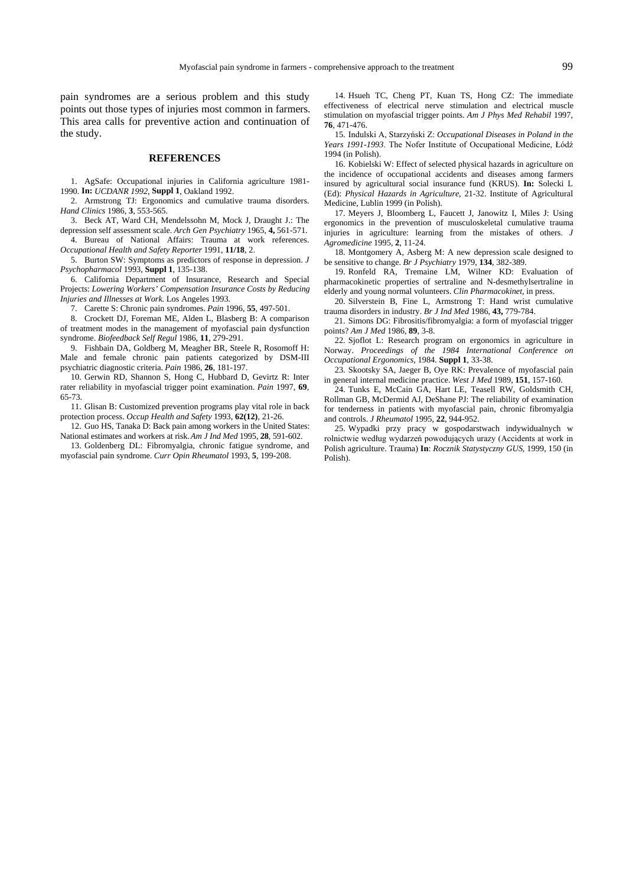pain syndromes are a serious problem and this study points out those types of injuries most common in farmers. This area calls for preventive action and continuation of the study.

## REFERENCES

1. AgSafe: Occupational injuries in California agriculture 1981-1990. **In:** *UCDANR 1992*, **Suppl 1**, Oakland 1992.

2. Armstrong TJ: Ergonomics and cumulative trauma disorders. *Hand Clinics* 1986, **3**, 553-565.

3. Beck AT, Ward CH, Mendelssohn M, Mock J, Draught J.: The depression self assessment scale. *Arch Gen Psychiatry* 1965, **4,** 561-571.

4. Bureau of National Affairs: Trauma at work references. *Occupational Health and Safety Reporter* 1991, **11/18**, 2.

5. Burton SW: Symptoms as predictors of response in depression. *J Psychopharmacol* 1993, **Suppl 1**, 135-138.

6. California Department of Insurance, Research and Special Projects: *Lowering Workers' Compensation Insurance Costs by Reducing Injuries and Illnesses at Work.* Los Angeles 1993.

7. Carette S: Chronic pain syndromes. *Pain* 1996, **55**, 497-501.

8. Crockett DJ, Foreman ME, Alden L, Blasberg B: A comparison of treatment modes in the management of myofascial pain dysfunction syndrome. *Biofeedback Self Regul* 1986, **11**, 279-291.

9. Fishbain DA, Goldberg M, Meagher BR, Steele R, Rosomoff H: Male and female chronic pain patients categorized by DSM-III psychiatric diagnostic criteria. *Pain* 1986, **26**, 181-197.

10. Gerwin RD, Shannon S, Hong C, Hubbard D, Gevirtz R: Inter rater reliability in myofascial trigger point examination. *Pain* 1997, **69**, 65-73.

11. Glisan B: Customized prevention programs play vital role in back protection process. *Occup Health and Safety* 1993, **62(12)**, 21-26.

12. Guo HS, Tanaka D: Back pain among workers in the United States: National estimates and workers at risk. *Am J Ind Med* 1995, **28**, 591-602.

13. Goldenberg DL: Fibromyalgia, chronic fatigue syndrome, and myofascial pain syndrome. *Curr Opin Rheumatol* 1993, **5**, 199-208.

14. Hsueh TC, Cheng PT, Kuan TS, Hong CZ: The immediate effectiveness of electrical nerve stimulation and electrical muscle stimulation on myofascial trigger points. *Am J Phys Med Rehabil* 1997, **76**, 471-476.

15. Indulski A, Starzyński Z: *Occupational Diseases in Poland in the Years 1991-1993.* The Nofer Institute of Occupational Medicine, Łódź 1994 (in Polish).

16. Kobielski W: Effect of selected physical hazards in agriculture on the incidence of occupational accidents and diseases among farmers insured by agricultural social insurance fund (KRUS). **In:** Solecki L (Ed): *Physical Hazards in Agriculture*, 21-32. Institute of Agricultural Medicine, Lublin 1999 (in Polish).

17. Meyers J, Bloomberg L, Faucett J, Janowitz I, Miles J: Using ergonomics in the prevention of musculoskeletal cumulative trauma injuries in agriculture: learning from the mistakes of others. *J Agromedicine* 1995, **2**, 11-24.

18. Montgomery A, Asberg M: A new depression scale designed to be sensitive to change. *Br J Psychiatry* 1979, **134**, 382-389.

19. Ronfeld RA, Tremaine LM, Wilner KD: Evaluation of pharmacokinetic properties of sertraline and N-desmethylsertraline in elderly and young normal volunteers. *Clin Pharmacokinet*, in press.

20. Silverstein B, Fine L, Armstrong T: Hand wrist cumulative trauma disorders in industry. *Br J Ind Med* 1986, **43,** 779-784.

21. Simons DG: Fibrositis/fibromyalgia: a form of myofascial trigger points? *Am J Med* 1986, **89**, 3-8.

22. Sjoflot L: Research program on ergonomics in agriculture in Norway. *Proceedings of the 1984 International Conference on Occupational Ergonomics*, 1984. **Suppl 1**, 33-38.

23. Skootsky SA, Jaeger B, Oye RK: Prevalence of myofascial pain in general internal medicine practice. *West J Med* 1989, **151**, 157-160.

24. Tunks E, McCain GA, Hart LE, Teasell RW, Goldsmith CH, Rollman GB, McDermid AJ, DeShane PJ: The reliability of examination for tenderness in patients with myofascial pain, chronic fibromyalgia and controls. *J Rheumatol* 1995, **22**, 944-952.

25. Wypadki przy pracy w gospodarstwach indywidualnych w rolnictwie według wydarzeń powodujących urazy (Accidents at work in Polish agriculture. Trauma) **In**: *Rocznik Statystyczny GUS*, 1999, 150 (in Polish).